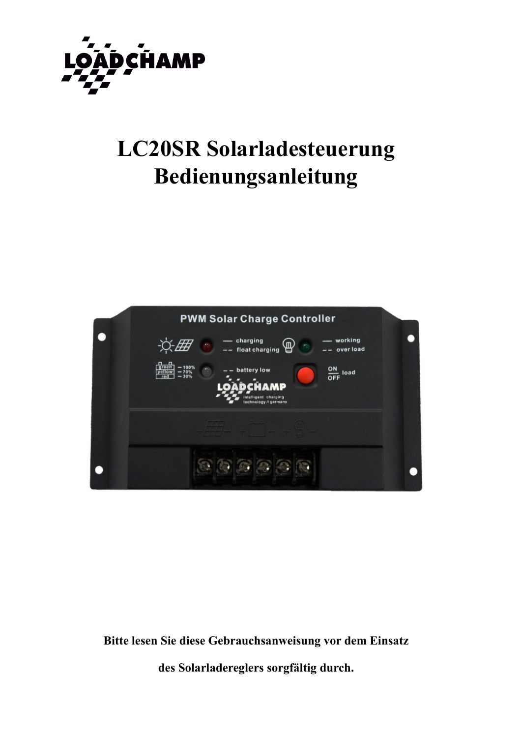# LC20SR Solarladesteuerung Bedienungsanleitung

**Bitte lesen Sie diese Gebrauchsanweisung vor dem Einsatz des Solarladereglers sorgfältig durch.**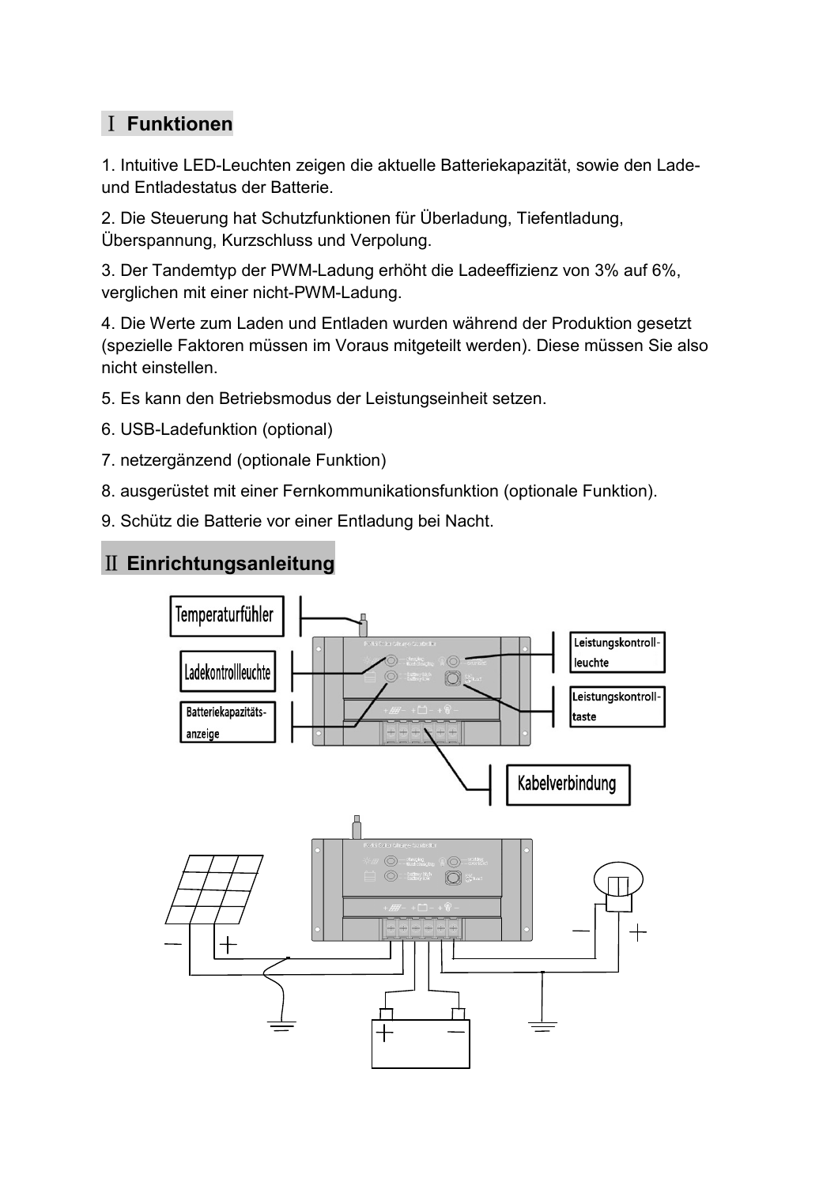## Ⅰ Funktionen

1. Intuitive LED-Leuchten zeigen die aktuelle Batteriekapazität, sowie den Lade- und Entladestatus der Batterie.

2. Die Steuerung hat Schutzfunktionen für Überladung, Tiefentladung, Überspannung, Kurzschluss und Verpolung.

3. Der Tandemtyp der PWM-Ladung erhöht die Ladeeffizienz von 3% auf 6%, verglichen mit einer nicht-PWM-Ladung.

4. Die Werte zum Laden und Entladen wurden während der Produktion gesetzt (spezielle Faktoren müssen im Voraus mitgeteilt werden). Diese müssen Sie also nicht einstellen.

5. Es kann den Betriebsmodus der Leistungseinheit setzen.

6. USB-Ladefunktion (optional)

7. netzergänzend (optionale Funktion)

8. ausgerüstet mit einer Fernkommunikationsfunktion (optionale Funktion).

9. Schütz die Batterie vor einer Entladung bei Nacht.

## Ⅱ Einrichtungsanleitung

Temperaturfühler

Ladekontrollleuchte

Batteriekapazitäts-anzeige

Leistungskontroll-leuchte

Leistungskontroll-taste

Kabelverbindung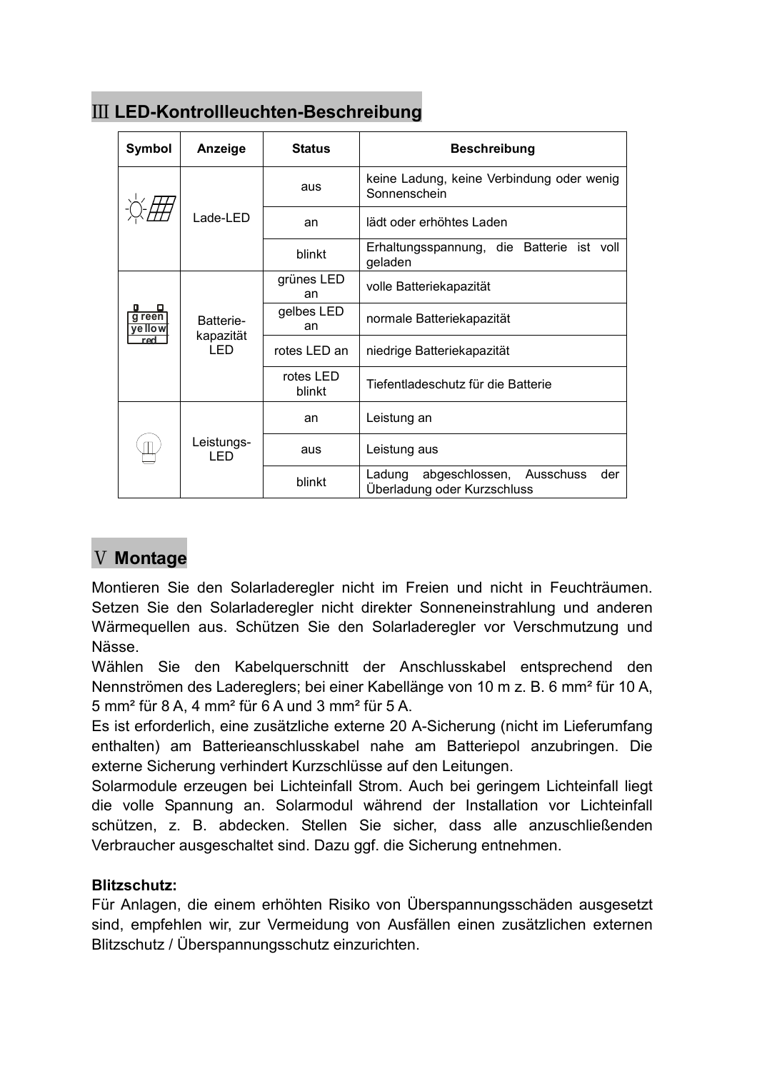## Ⅲ LED-Kontrollleuchten-Beschreibung

| Symbol | Anzeige | Status | Beschreibung |
|---|---|---|---|
| | Lade-LED | aus | keine Ladung, keine Verbindung oder wenig Sonnenschein |
| | | an | lädt oder erhöhtes Laden |
| | | blinkt | Erhaltungsspannung, die Batterie ist voll geladen |
| green yellow red | Batterie-kapazität LED | grünes LED an | volle Batteriekapazität |
| | | gelbes LED an | normale Batteriekapazität |
| | | rotes LED an | niedrige Batteriekapazität |
| | | rotes LED blinkt | Tiefentladeschutz für die Batterie |
| | Leistungs-LED | an | Leistung an |
| | | aus | Leistung aus |
| | | blinkt | Ladung abgeschlossen, Ausschuss der Überladung oder Kurzschluss |

## Ⅴ Montage

Montieren Sie den Solarladeregler nicht im Freien und nicht in Feuchträumen. Setzen Sie den Solarladeregler nicht direkter Sonneneinstrahlung und anderen Wärmequellen aus. Schützen Sie den Solarladeregler vor Verschmutzung und Nässe.

Wählen Sie den Kabelquerschnitt der Anschlusskabel entsprechend den Nennströmen des Ladereglers; bei einer Kabellänge von 10 m z. B. 6 mm² für 10 A, 5 mm² für 8 A, 4 mm² für 6 A und 3 mm² für 5 A.

Es ist erforderlich, eine zusätzliche externe 20 A-Sicherung (nicht im Lieferumfang enthalten) am Batterieanschlusskabel nahe am Batteriepol anzubringen. Die externe Sicherung verhindert Kurzschlüsse auf den Leitungen.

Solarmodule erzeugen bei Lichteinfall Strom. Auch bei geringem Lichteinfall liegt die volle Spannung an. Solarmodul während der Installation vor Lichteinfall schützen, z. B. abdecken. Stellen Sie sicher, dass alle anzuschließenden Verbraucher ausgeschaltet sind. Dazu ggf. die Sicherung entnehmen.

**Blitzschutz:**

Für Anlagen, die einem erhöhten Risiko von Überspannungsschäden ausgesetzt sind, empfehlen wir, zur Vermeidung von Ausfällen einen zusätzlichen externen Blitzschutz / Überspannungsschutz einzurichten.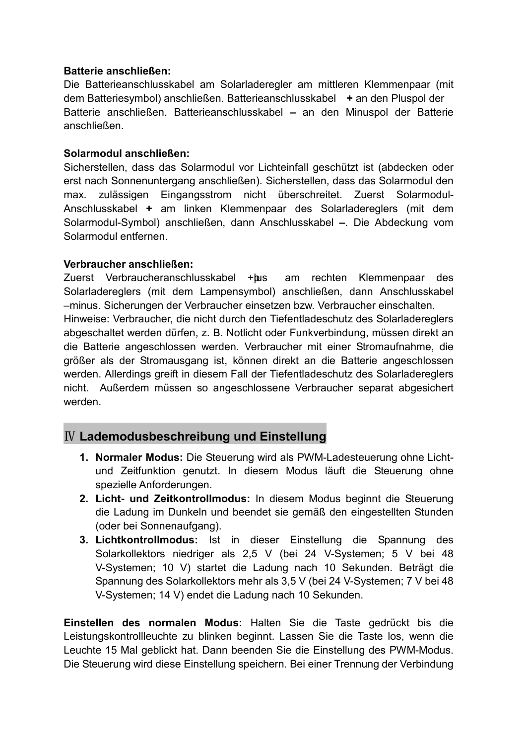**Batterie anschließen:**
Die Batterieanschlusskabel am Solarladeregler am mittleren Klemmenpaar (mit dem Batteriesymbol) anschließen. Batterieanschlusskabel **+** an den Pluspol der Batterie anschließen. Batterieanschlusskabel **–** an den Minuspol der Batterie anschließen.

**Solarmodul anschließen:**
Sicherstellen, dass das Solarmodul vor Lichteinfall geschützt ist (abdecken oder erst nach Sonnenuntergang anschließen). Sicherstellen, dass das Solarmodul den max. zulässigen Eingangsstrom nicht überschreitet. Zuerst Solarmodul-Anschlusskabel **+** am linken Klemmenpaar des Solarladereglers (mit dem Solarmodul-Symbol) anschließen, dann Anschlusskabel **–**. Die Abdeckung vom Solarmodul entfernen.

**Verbraucher anschließen:**
Zuerst Verbraucheranschlusskabel +plus am rechten Klemmenpaar des Solarladereglers (mit dem Lampensymbol) anschließen, dann Anschlusskabel –minus. Sicherungen der Verbraucher einsetzen bzw. Verbraucher einschalten.
Hinweise: Verbraucher, die nicht durch den Tiefentladeschutz des Solarladereglers abgeschaltet werden dürfen, z. B. Notlicht oder Funkverbindung, müssen direkt an die Batterie angeschlossen werden. Verbraucher mit einer Stromaufnahme, die größer als der Stromausgang ist, können direkt an die Batterie angeschlossen werden. Allerdings greift in diesem Fall der Tiefentladeschutz des Solarladereglers nicht. Außerdem müssen so angeschlossene Verbraucher separat abgesichert werden.

## Ⅳ Lademodusbeschreibung und Einstellung

1. **Normaler Modus:** Die Steuerung wird als PWM-Ladesteuerung ohne Licht- und Zeitfunktion genutzt. In diesem Modus läuft die Steuerung ohne spezielle Anforderungen.
2. **Licht- und Zeitkontrollmodus:** In diesem Modus beginnt die Steuerung die Ladung im Dunkeln und beendet sie gemäß den eingestellten Stunden (oder bei Sonnenaufgang).
3. **Lichtkontrollmodus:** Ist in dieser Einstellung die Spannung des Solarkollektors niedriger als 2,5 V (bei 24 V-Systemen; 5 V bei 48 V-Systemen; 10 V) startet die Ladung nach 10 Sekunden. Beträgt die Spannung des Solarkollektors mehr als 3,5 V (bei 24 V-Systemen; 7 V bei 48 V-Systemen; 14 V) endet die Ladung nach 10 Sekunden.

**Einstellen des normalen Modus:** Halten Sie die Taste gedrückt bis die Leistungskontrollleuchte zu blinken beginnt. Lassen Sie die Taste los, wenn die Leuchte 15 Mal geblickt hat. Dann beenden Sie die Einstellung des PWM-Modus. Die Steuerung wird diese Einstellung speichern. Bei einer Trennung der Verbindung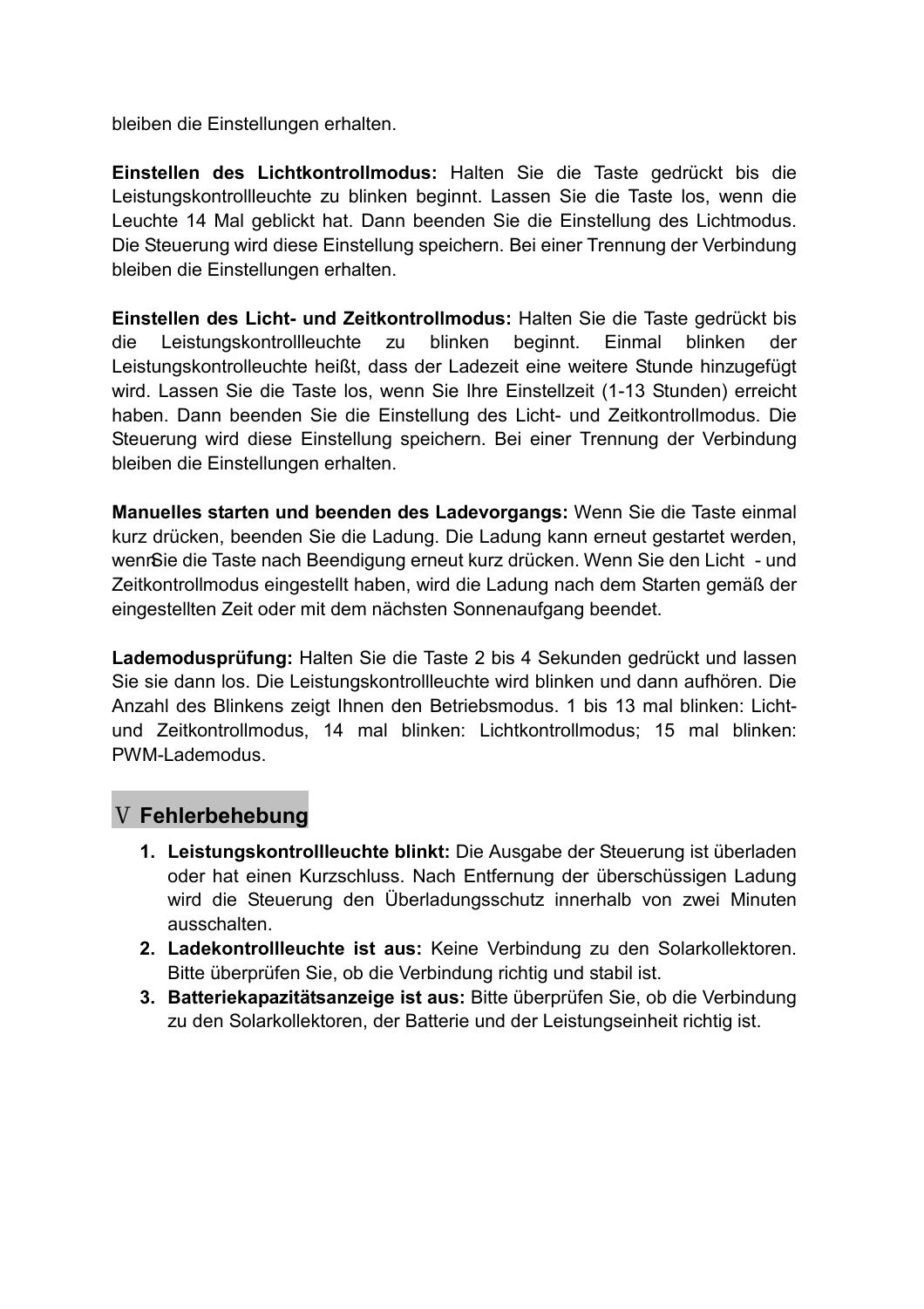bleiben die Einstellungen erhalten.

**Einstellen des Lichtkontrollmodus:** Halten Sie die Taste gedrückt bis die Leistungskontrollleuchte zu blinken beginnt. Lassen Sie die Taste los, wenn die Leuchte 14 Mal geblickt hat. Dann beenden Sie die Einstellung des Lichtmodus. Die Steuerung wird diese Einstellung speichern. Bei einer Trennung der Verbindung bleiben die Einstellungen erhalten.

**Einstellen des Licht- und Zeitkontrollmodus:** Halten Sie die Taste gedrückt bis die Leistungskontrollleuchte zu blinken beginnt. Einmal blinken der Leistungskontrolleuchte heißt, dass der Ladezeit eine weitere Stunde hinzugefügt wird. Lassen Sie die Taste los, wenn Sie Ihre Einstellzeit (1-13 Stunden) erreicht haben. Dann beenden Sie die Einstellung des Licht- und Zeitkontrollmodus. Die Steuerung wird diese Einstellung speichern. Bei einer Trennung der Verbindung bleiben die Einstellungen erhalten.

**Manuelles starten und beenden des Ladevorgangs:** Wenn Sie die Taste einmal kurz drücken, beenden Sie die Ladung. Die Ladung kann erneut gestartet werden, wenn Sie die Taste nach Beendigung erneut kurz drücken. Wenn Sie den Licht - und Zeitkontrollmodus eingestellt haben, wird die Ladung nach dem Starten gemäß der eingestellten Zeit oder mit dem nächsten Sonnenaufgang beendet.

**Lademodusprüfung:** Halten Sie die Taste 2 bis 4 Sekunden gedrückt und lassen Sie sie dann los. Die Leistungskontrollleuchte wird blinken und dann aufhören. Die Anzahl des Blinkens zeigt Ihnen den Betriebsmodus. 1 bis 13 mal blinken: Licht- und Zeitkontrollmodus, 14 mal blinken: Lichtkontrollmodus; 15 mal blinken: PWM-Lademodus.

## Ⅴ Fehlerbehebung

1. **Leistungskontrollleuchte blinkt:** Die Ausgabe der Steuerung ist überladen oder hat einen Kurzschluss. Nach Entfernung der überschüssigen Ladung wird die Steuerung den Überladungsschutz innerhalb von zwei Minuten ausschalten.
2. **Ladekontrollleuchte ist aus:** Keine Verbindung zu den Solarkollektoren. Bitte überprüfen Sie, ob die Verbindung richtig und stabil ist.
3. **Batteriekapazitätsanzeige ist aus:** Bitte überprüfen Sie, ob die Verbindung zu den Solarkollektoren, der Batterie und der Leistungseinheit richtig ist.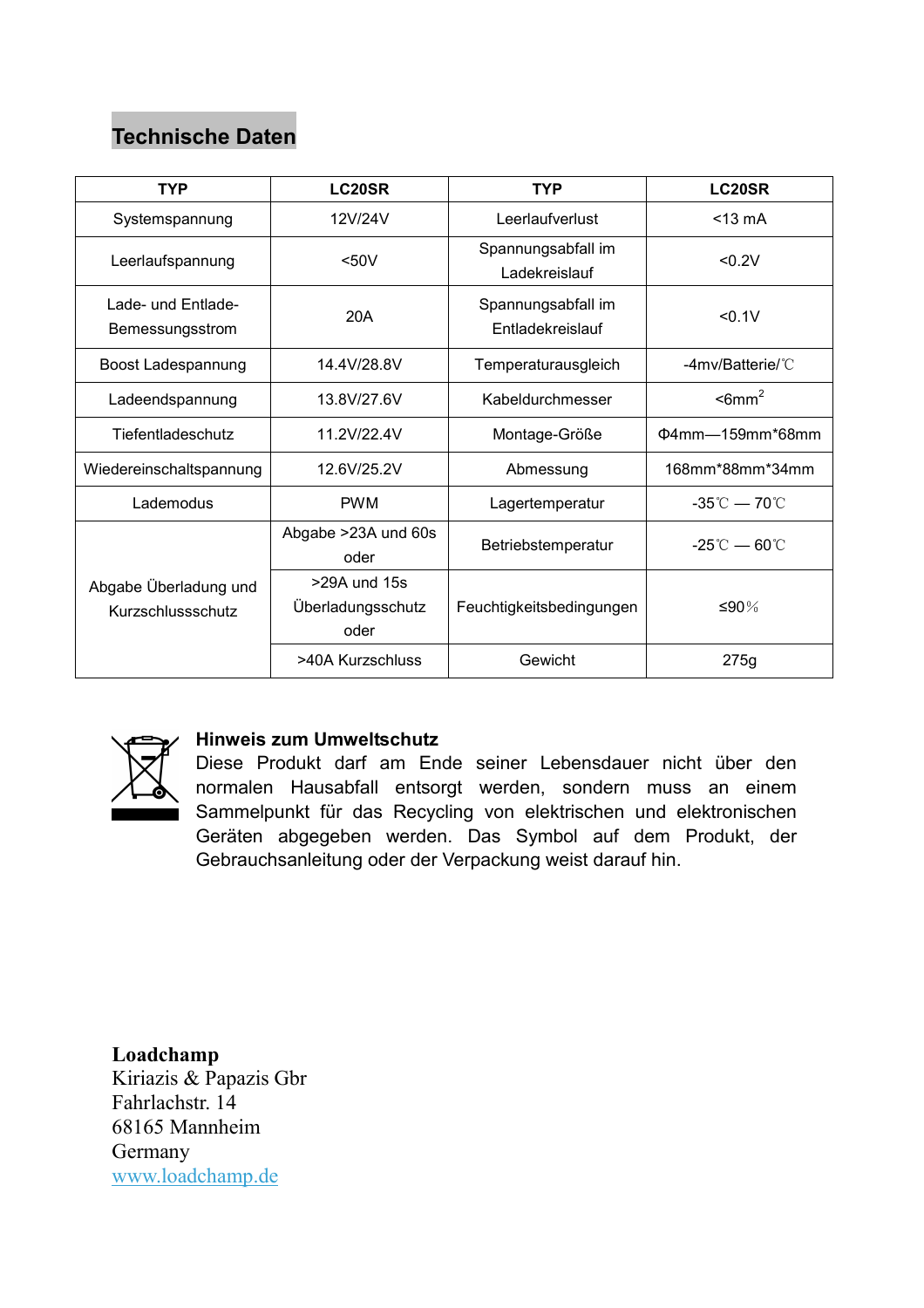## Technische Daten

| TYP | LC20SR | TYP | LC20SR |
|---|---|---|---|
| Systemspannung | 12V/24V | Leerlaufverlust | <13 mA |
| Leerlaufspannung | <50V | Spannungsabfall im Ladekreislauf | <0.2V |
| Lade- und Entlade-Bemessungsstrom | 20A | Spannungsabfall im Entladekreislauf | <0.1V |
| Boost Ladespannung | 14.4V/28.8V | Temperaturausgleich | -4mv/Batterie/℃ |
| Ladeendspannung | 13.8V/27.6V | Kabeldurchmesser | <6mm$^2$ |
| Tiefentladeschutz | 11.2V/22.4V | Montage-Größe | Φ4mm—159mm*68mm |
| Wiedereinschaltspannung | 12.6V/25.2V | Abmessung | 168mm*88mm*34mm |
| Lademodus | PWM | Lagertemperatur | -35℃ — 70℃ |
| Abgabe Überladung und Kurzschlussschutz | Abgabe >23A und 60s oder | Betriebstemperatur | -25℃ — 60℃ |
| | >29A und 15s Überladungsschutz oder | Feuchtigkeitsbedingungen | ≤90% |
| | >40A Kurzschluss | Gewicht | 275g |

**Hinweis zum Umweltschutz**
Diese Produkt darf am Ende seiner Lebensdauer nicht über den normalen Hausabfall entsorgt werden, sondern muss an einem Sammelpunkt für das Recycling von elektrischen und elektronischen Geräten abgegeben werden. Das Symbol auf dem Produkt, der Gebrauchsanleitung oder der Verpackung weist darauf hin.

**Loadchamp**
Kiriazis & Papazis Gbr
Fahrlachstr. 14
68165 Mannheim
Germany
www.loadchamp.de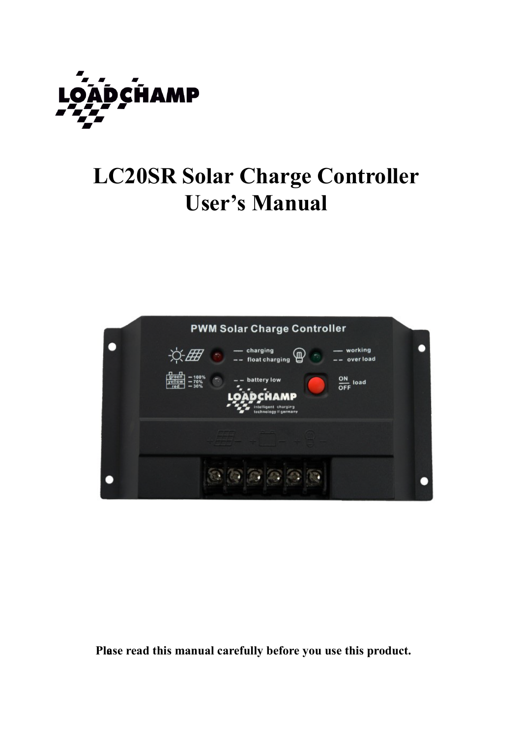# LC20SR Solar Charge Controller User's Manual

Plase read this manual carefully before you use this product.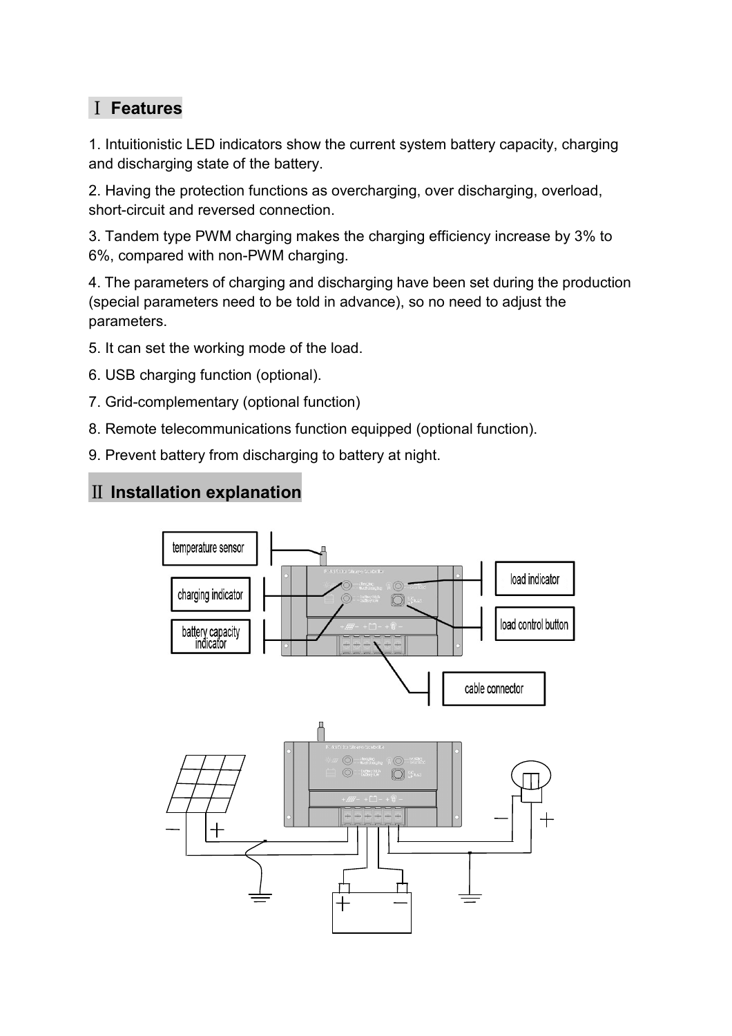## Ⅰ Features

1. Intuitionistic LED indicators show the current system battery capacity, charging and discharging state of the battery.

2. Having the protection functions as overcharging, over discharging, overload, short-circuit and reversed connection.

3. Tandem type PWM charging makes the charging efficiency increase by 3% to 6%, compared with non-PWM charging.

4. The parameters of charging and discharging have been set during the production (special parameters need to be told in advance), so no need to adjust the parameters.

5. It can set the working mode of the load.

6. USB charging function (optional).

7. Grid-complementary (optional function)

8. Remote telecommunications function equipped (optional function).

9. Prevent battery from discharging to battery at night.

## Ⅱ Installation explanation

temperature sensor

charging indicator

battery capacity indicator

load indicator

load control button

cable connector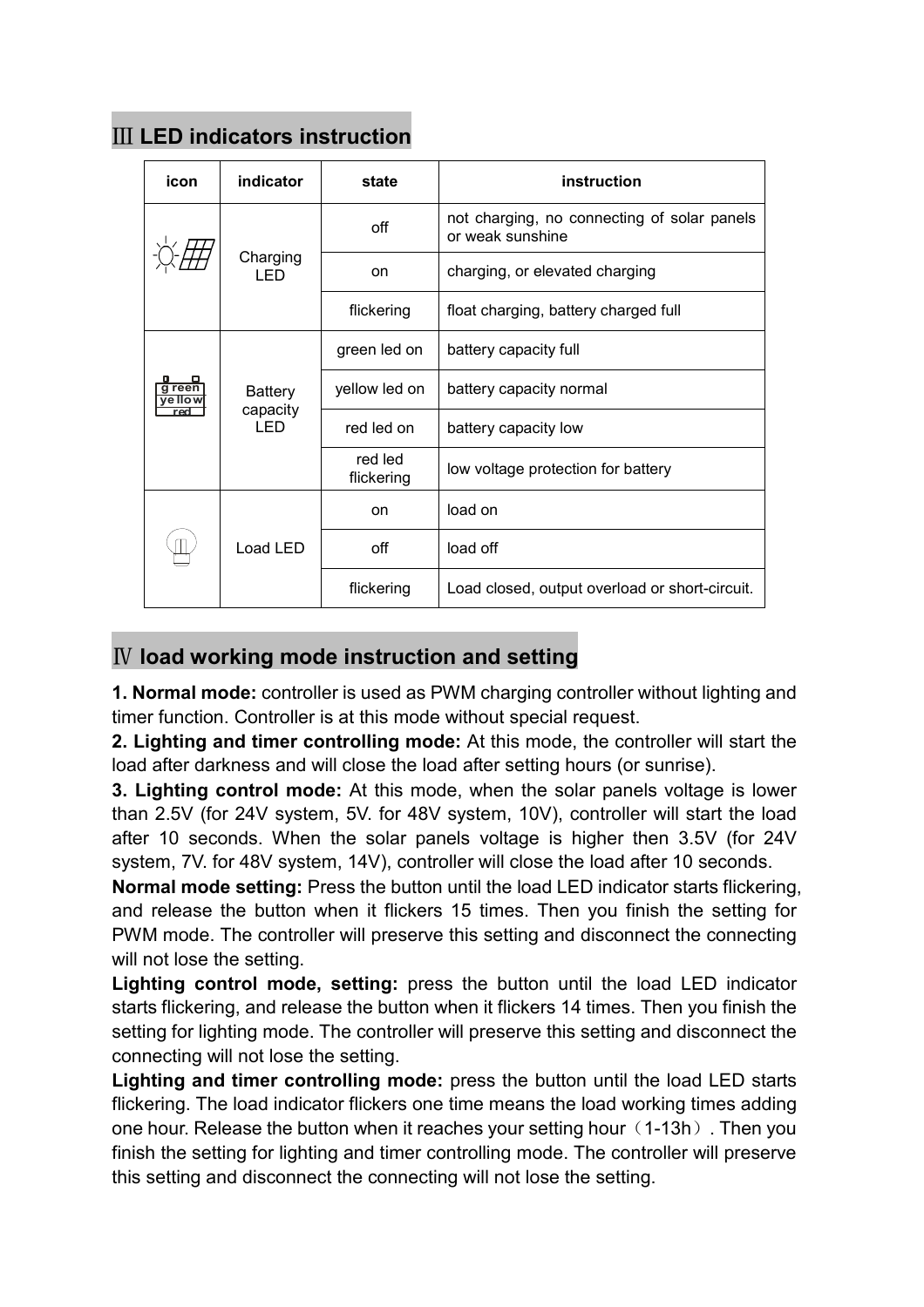## Ⅲ LED indicators instruction

| icon | indicator | state | instruction |
| --- | --- | --- | --- |
| | Charging LED | off | not charging, no connecting of solar panels or weak sunshine |
| | | on | charging, or elevated charging |
| | | flickering | float charging, battery charged full |
| green yellow red | Battery capacity LED | green led on | battery capacity full |
| | | yellow led on | battery capacity normal |
| | | red led on | battery capacity low |
| | | red led flickering | low voltage protection for battery |
| | Load LED | on | load on |
| | | off | load off |
| | | flickering | Load closed, output overload or short-circuit. |

## Ⅳ load working mode instruction and setting

**1. Normal mode:** controller is used as PWM charging controller without lighting and timer function. Controller is at this mode without special request.

**2. Lighting and timer controlling mode:** At this mode, the controller will start the load after darkness and will close the load after setting hours (or sunrise).

**3. Lighting control mode:** At this mode, when the solar panels voltage is lower than 2.5V (for 24V system, 5V. for 48V system, 10V), controller will start the load after 10 seconds. When the solar panels voltage is higher then 3.5V (for 24V system, 7V. for 48V system, 14V), controller will close the load after 10 seconds.

**Normal mode setting:** Press the button until the load LED indicator starts flickering, and release the button when it flickers 15 times. Then you finish the setting for PWM mode. The controller will preserve this setting and disconnect the connecting will not lose the setting.

**Lighting control mode, setting:** press the button until the load LED indicator starts flickering, and release the button when it flickers 14 times. Then you finish the setting for lighting mode. The controller will preserve this setting and disconnect the connecting will not lose the setting.

**Lighting and timer controlling mode:** press the button until the load LED starts flickering. The load indicator flickers one time means the load working times adding one hour. Release the button when it reaches your setting hour（1-13h）. Then you finish the setting for lighting and timer controlling mode. The controller will preserve this setting and disconnect the connecting will not lose the setting.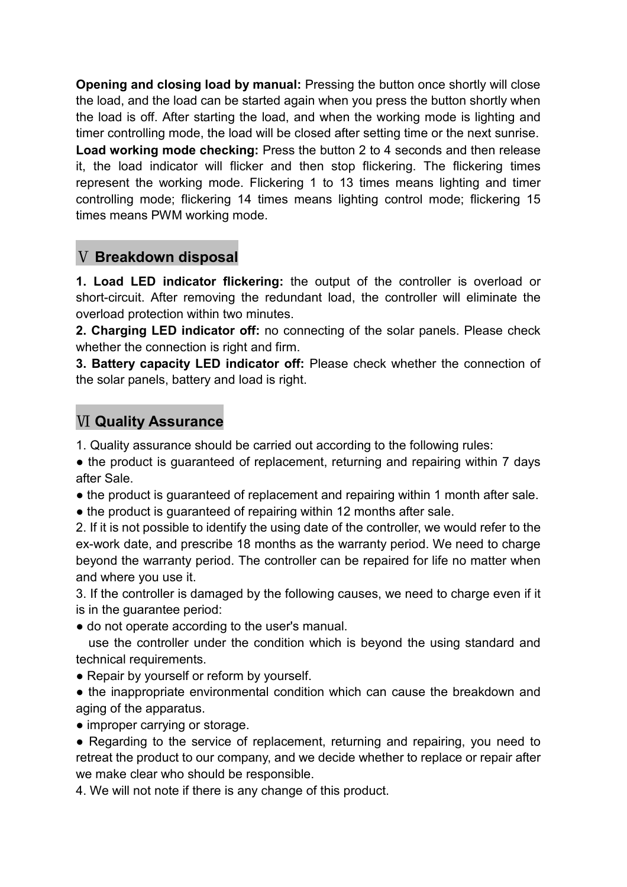**Opening and closing load by manual:** Pressing the button once shortly will close the load, and the load can be started again when you press the button shortly when the load is off. After starting the load, and when the working mode is lighting and timer controlling mode, the load will be closed after setting time or the next sunrise.

**Load working mode checking:** Press the button 2 to 4 seconds and then release it, the load indicator will flicker and then stop flickering. The flickering times represent the working mode. Flickering 1 to 13 times means lighting and timer controlling mode; flickering 14 times means lighting control mode; flickering 15 times means PWM working mode.

## Ⅴ Breakdown disposal

**1. Load LED indicator flickering:** the output of the controller is overload or short-circuit. After removing the redundant load, the controller will eliminate the overload protection within two minutes.

**2. Charging LED indicator off:** no connecting of the solar panels. Please check whether the connection is right and firm.

**3. Battery capacity LED indicator off:** Please check whether the connection of the solar panels, battery and load is right.

## Ⅵ Quality Assurance

1. Quality assurance should be carried out according to the following rules:

● the product is guaranteed of replacement, returning and repairing within 7 days after Sale.

● the product is guaranteed of replacement and repairing within 1 month after sale.

● the product is guaranteed of repairing within 12 months after sale.

2. If it is not possible to identify the using date of the controller, we would refer to the ex-work date, and prescribe 18 months as the warranty period. We need to charge beyond the warranty period. The controller can be repaired for life no matter when and where you use it.

3. If the controller is damaged by the following causes, we need to charge even if it is in the guarantee period:

● do not operate according to the user's manual.

use the controller under the condition which is beyond the using standard and technical requirements.

● Repair by yourself or reform by yourself.

● the inappropriate environmental condition which can cause the breakdown and aging of the apparatus.

● improper carrying or storage.

● Regarding to the service of replacement, returning and repairing, you need to retreat the product to our company, and we decide whether to replace or repair after we make clear who should be responsible.

4. We will not note if there is any change of this product.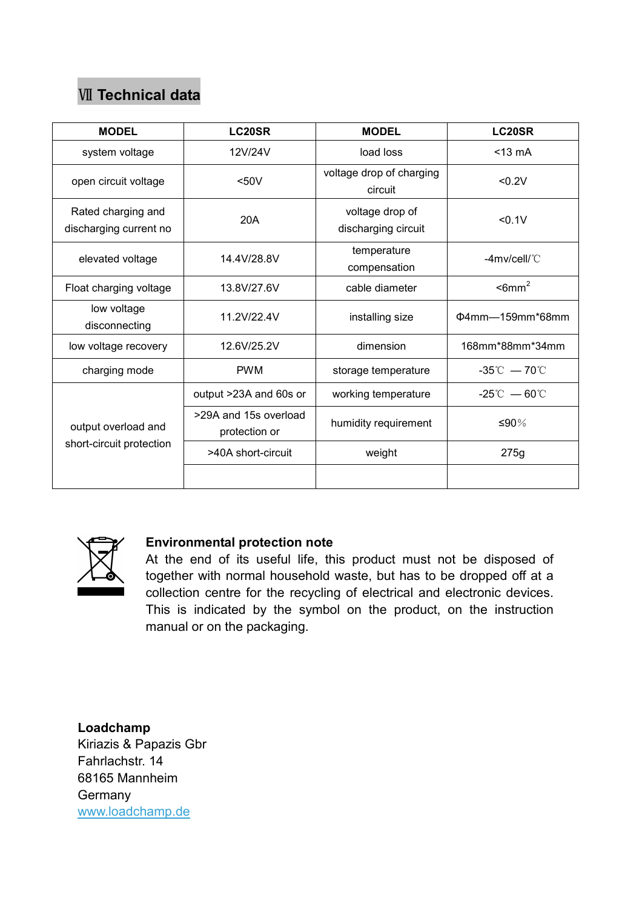## Ⅶ Technical data

| MODEL | LC20SR | MODEL | LC20SR |
|---|---|---|---|
| system voltage | 12V/24V | load loss | <13 mA |
| open circuit voltage | <50V | voltage drop of charging circuit | <0.2V |
| Rated charging and discharging current no | 20A | voltage drop of discharging circuit | <0.1V |
| elevated voltage | 14.4V/28.8V | temperature compensation | -4mv/cell/℃ |
| Float charging voltage | 13.8V/27.6V | cable diameter | <6mm² |
| low voltage disconnecting | 11.2V/22.4V | installing size | Φ4mm—159mm*68mm |
| low voltage recovery | 12.6V/25.2V | dimension | 168mm*88mm*34mm |
| charging mode | PWM | storage temperature | -35℃ —70℃ |
| output overload and short-circuit protection | output >23A and 60s or | working temperature | -25℃ —60℃ |
| | >29A and 15s overload protection or | humidity requirement | ≤90% |
| | >40A short-circuit | weight | 275g |
| | | | |

**Environmental protection note**
At the end of its useful life, this product must not be disposed of together with normal household waste, but has to be dropped off at a collection centre for the recycling of electrical and electronic devices. This is indicated by the symbol on the product, on the instruction manual or on the packaging.

**Loadchamp**
Kiriazis & Papazis Gbr
Fahrlachstr. 14
68165 Mannheim
Germany
www.loadchamp.de